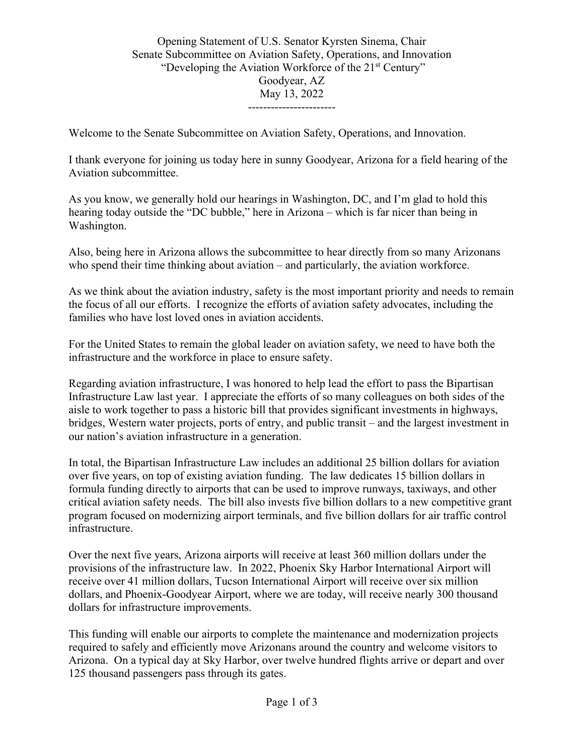Opening Statement of U.S. Senator Kyrsten Sinema, Chair
Senate Subcommittee on Aviation Safety, Operations, and Innovation
"Developing the Aviation Workforce of the 21st Century"
Goodyear, AZ
May 13, 2022

-----------------------

Welcome to the Senate Subcommittee on Aviation Safety, Operations, and Innovation.

I thank everyone for joining us today here in sunny Goodyear, Arizona for a field hearing of the Aviation subcommittee.

As you know, we generally hold our hearings in Washington, DC, and I'm glad to hold this hearing today outside the "DC bubble," here in Arizona – which is far nicer than being in Washington.

Also, being here in Arizona allows the subcommittee to hear directly from so many Arizonans who spend their time thinking about aviation – and particularly, the aviation workforce.

As we think about the aviation industry, safety is the most important priority and needs to remain the focus of all our efforts. I recognize the efforts of aviation safety advocates, including the families who have lost loved ones in aviation accidents.

For the United States to remain the global leader on aviation safety, we need to have both the infrastructure and the workforce in place to ensure safety.

Regarding aviation infrastructure, I was honored to help lead the effort to pass the Bipartisan Infrastructure Law last year. I appreciate the efforts of so many colleagues on both sides of the aisle to work together to pass a historic bill that provides significant investments in highways, bridges, Western water projects, ports of entry, and public transit – and the largest investment in our nation's aviation infrastructure in a generation.

In total, the Bipartisan Infrastructure Law includes an additional 25 billion dollars for aviation over five years, on top of existing aviation funding. The law dedicates 15 billion dollars in formula funding directly to airports that can be used to improve runways, taxiways, and other critical aviation safety needs. The bill also invests five billion dollars to a new competitive grant program focused on modernizing airport terminals, and five billion dollars for air traffic control infrastructure.

Over the next five years, Arizona airports will receive at least 360 million dollars under the provisions of the infrastructure law. In 2022, Phoenix Sky Harbor International Airport will receive over 41 million dollars, Tucson International Airport will receive over six million dollars, and Phoenix-Goodyear Airport, where we are today, will receive nearly 300 thousand dollars for infrastructure improvements.

This funding will enable our airports to complete the maintenance and modernization projects required to safely and efficiently move Arizonans around the country and welcome visitors to Arizona. On a typical day at Sky Harbor, over twelve hundred flights arrive or depart and over 125 thousand passengers pass through its gates.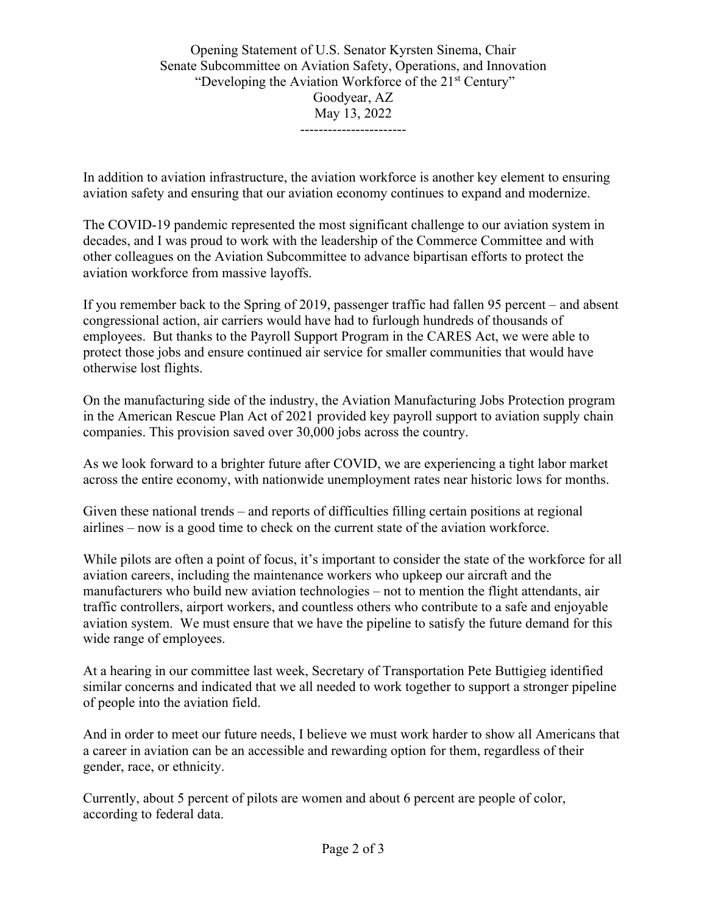Opening Statement of U.S. Senator Kyrsten Sinema, Chair
Senate Subcommittee on Aviation Safety, Operations, and Innovation
"Developing the Aviation Workforce of the 21st Century"
Goodyear, AZ
May 13, 2022

-----------------------

In addition to aviation infrastructure, the aviation workforce is another key element to ensuring aviation safety and ensuring that our aviation economy continues to expand and modernize.

The COVID-19 pandemic represented the most significant challenge to our aviation system in decades, and I was proud to work with the leadership of the Commerce Committee and with other colleagues on the Aviation Subcommittee to advance bipartisan efforts to protect the aviation workforce from massive layoffs.

If you remember back to the Spring of 2019, passenger traffic had fallen 95 percent – and absent congressional action, air carriers would have had to furlough hundreds of thousands of employees. But thanks to the Payroll Support Program in the CARES Act, we were able to protect those jobs and ensure continued air service for smaller communities that would have otherwise lost flights.

On the manufacturing side of the industry, the Aviation Manufacturing Jobs Protection program in the American Rescue Plan Act of 2021 provided key payroll support to aviation supply chain companies. This provision saved over 30,000 jobs across the country.

As we look forward to a brighter future after COVID, we are experiencing a tight labor market across the entire economy, with nationwide unemployment rates near historic lows for months.

Given these national trends – and reports of difficulties filling certain positions at regional airlines – now is a good time to check on the current state of the aviation workforce.

While pilots are often a point of focus, it's important to consider the state of the workforce for all aviation careers, including the maintenance workers who upkeep our aircraft and the manufacturers who build new aviation technologies – not to mention the flight attendants, air traffic controllers, airport workers, and countless others who contribute to a safe and enjoyable aviation system. We must ensure that we have the pipeline to satisfy the future demand for this wide range of employees.

At a hearing in our committee last week, Secretary of Transportation Pete Buttigieg identified similar concerns and indicated that we all needed to work together to support a stronger pipeline of people into the aviation field.

And in order to meet our future needs, I believe we must work harder to show all Americans that a career in aviation can be an accessible and rewarding option for them, regardless of their gender, race, or ethnicity.

Currently, about 5 percent of pilots are women and about 6 percent are people of color, according to federal data.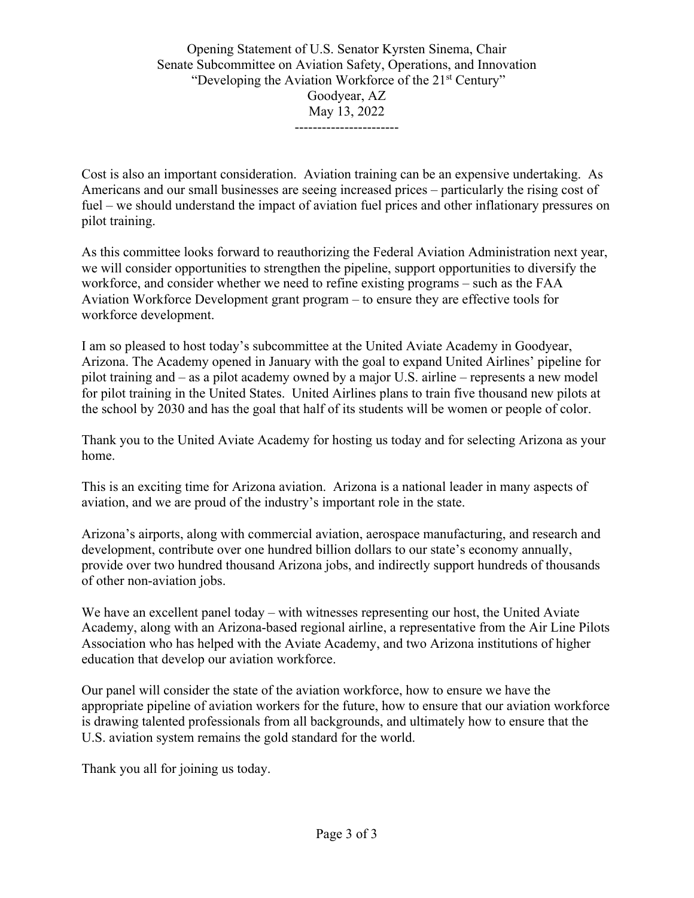Cost is also an important consideration. Aviation training can be an expensive undertaking. As Americans and our small businesses are seeing increased prices – particularly the rising cost of fuel – we should understand the impact of aviation fuel prices and other inflationary pressures on pilot training.

As this committee looks forward to reauthorizing the Federal Aviation Administration next year, we will consider opportunities to strengthen the pipeline, support opportunities to diversify the workforce, and consider whether we need to refine existing programs – such as the FAA Aviation Workforce Development grant program – to ensure they are effective tools for workforce development.

I am so pleased to host today's subcommittee at the United Aviate Academy in Goodyear, Arizona. The Academy opened in January with the goal to expand United Airlines' pipeline for pilot training and – as a pilot academy owned by a major U.S. airline – represents a new model for pilot training in the United States. United Airlines plans to train five thousand new pilots at the school by 2030 and has the goal that half of its students will be women or people of color.

Thank you to the United Aviate Academy for hosting us today and for selecting Arizona as your home.

This is an exciting time for Arizona aviation. Arizona is a national leader in many aspects of aviation, and we are proud of the industry's important role in the state.

Arizona's airports, along with commercial aviation, aerospace manufacturing, and research and development, contribute over one hundred billion dollars to our state's economy annually, provide over two hundred thousand Arizona jobs, and indirectly support hundreds of thousands of other non-aviation jobs.

We have an excellent panel today – with witnesses representing our host, the United Aviate Academy, along with an Arizona-based regional airline, a representative from the Air Line Pilots Association who has helped with the Aviate Academy, and two Arizona institutions of higher education that develop our aviation workforce.

Our panel will consider the state of the aviation workforce, how to ensure we have the appropriate pipeline of aviation workers for the future, how to ensure that our aviation workforce is drawing talented professionals from all backgrounds, and ultimately how to ensure that the U.S. aviation system remains the gold standard for the world.

Thank you all for joining us today.